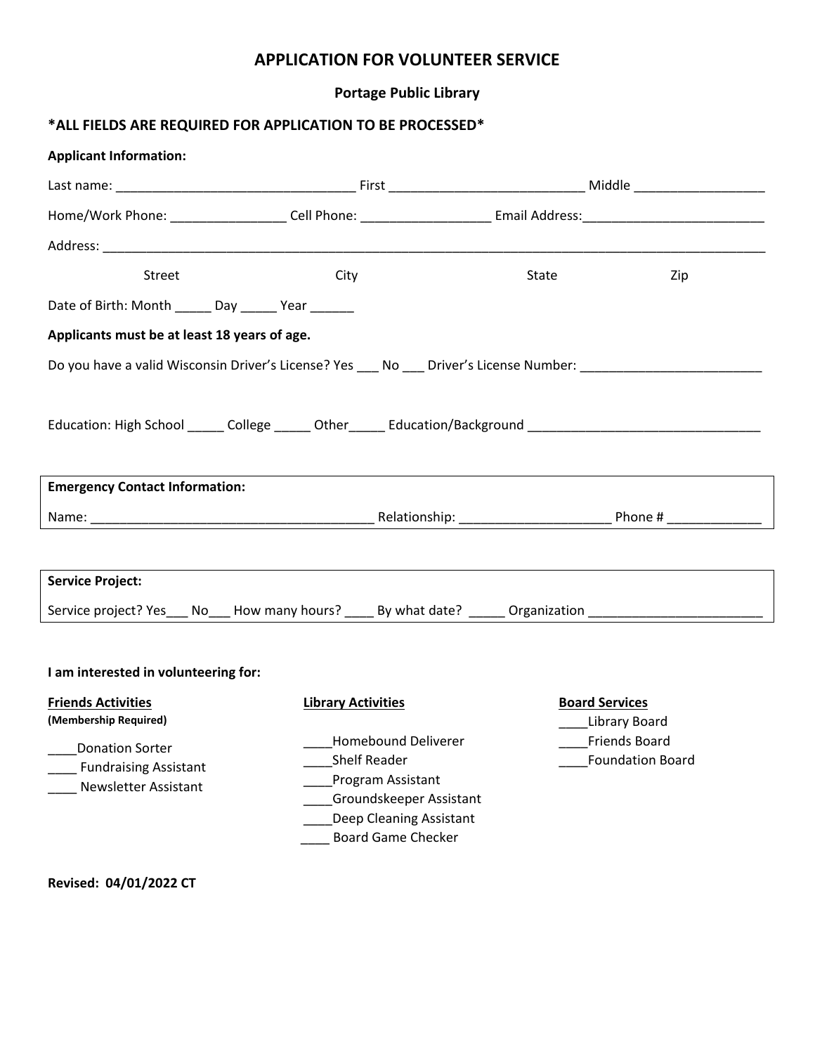# APPLICATION FOR VOLUNTEER SERVICE

**Portage Public Library**

## *ALL FIELDS ARE REQUIRED FOR APPLICATION TO BE PROCESSED*

**Applicant Information:**

Last name: ________________________________ First __________________________ Middle _________________

Home/Work Phone: _______________ Cell Phone: _________________ Email Address:________________________

Address: _____________________________________________________________________________________

Street City State Zip

Date of Birth: Month _____ Day _____ Year ______

**Applicants must be at least 18 years of age.**

Do you have a valid Wisconsin Driver's License? Yes ___ No ___ Driver's License Number: ________________________

Education: High School _____ College _____ Other_____ Education/Background _______________________________

**Emergency Contact Information:**

Name: ______________________________________ Relationship: ____________________ Phone # ____________

**Service Project:**

Service project? Yes___ No___ How many hours? ____ By what date? _____ Organization _______________________

**I am interested in volunteering for:**

**Friends Activities**
**(Membership Required)**

____Donation Sorter
____ Fundraising Assistant
____ Newsletter Assistant

**Library Activities**

____Homebound Deliverer
____Shelf Reader
____Program Assistant
____Groundskeeper Assistant
____Deep Cleaning Assistant
____ Board Game Checker

**Board Services**

____Library Board
____Friends Board
____Foundation Board

**Revised: 04/01/2022 CT**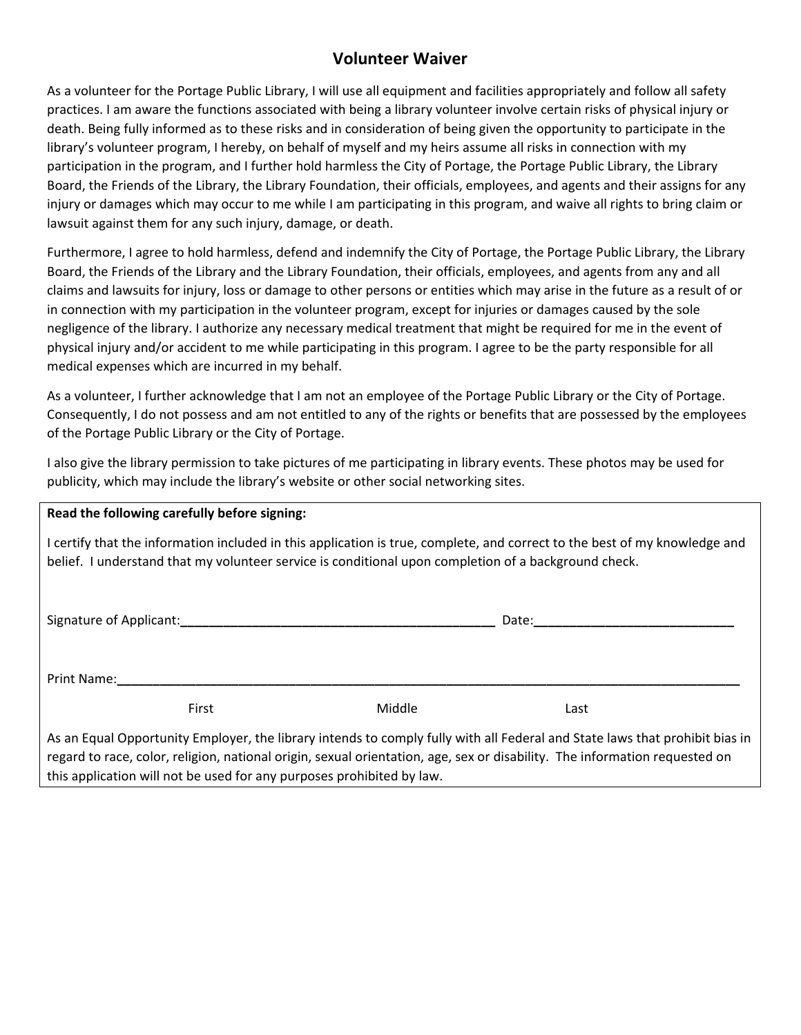## Volunteer Waiver

As a volunteer for the Portage Public Library, I will use all equipment and facilities appropriately and follow all safety practices. I am aware the functions associated with being a library volunteer involve certain risks of physical injury or death. Being fully informed as to these risks and in consideration of being given the opportunity to participate in the library's volunteer program, I hereby, on behalf of myself and my heirs assume all risks in connection with my participation in the program, and I further hold harmless the City of Portage, the Portage Public Library, the Library Board, the Friends of the Library, the Library Foundation, their officials, employees, and agents and their assigns for any injury or damages which may occur to me while I am participating in this program, and waive all rights to bring claim or lawsuit against them for any such injury, damage, or death.

Furthermore, I agree to hold harmless, defend and indemnify the City of Portage, the Portage Public Library, the Library Board, the Friends of the Library and the Library Foundation, their officials, employees, and agents from any and all claims and lawsuits for injury, loss or damage to other persons or entities which may arise in the future as a result of or in connection with my participation in the volunteer program, except for injuries or damages caused by the sole negligence of the library. I authorize any necessary medical treatment that might be required for me in the event of physical injury and/or accident to me while participating in this program. I agree to be the party responsible for all medical expenses which are incurred in my behalf.

As a volunteer, I further acknowledge that I am not an employee of the Portage Public Library or the City of Portage. Consequently, I do not possess and am not entitled to any of the rights or benefits that are possessed by the employees of the Portage Public Library or the City of Portage.

I also give the library permission to take pictures of me participating in library events. These photos may be used for publicity, which may include the library's website or other social networking sites.

**Read the following carefully before signing:**

I certify that the information included in this application is true, complete, and correct to the best of my knowledge and belief. I understand that my volunteer service is conditional upon completion of a background check.

Signature of Applicant:____________________________________________ Date:____________________________

Print Name:________________________________________________________________________________________

First Middle Last

As an Equal Opportunity Employer, the library intends to comply fully with all Federal and State laws that prohibit bias in regard to race, color, religion, national origin, sexual orientation, age, sex or disability. The information requested on this application will not be used for any purposes prohibited by law.